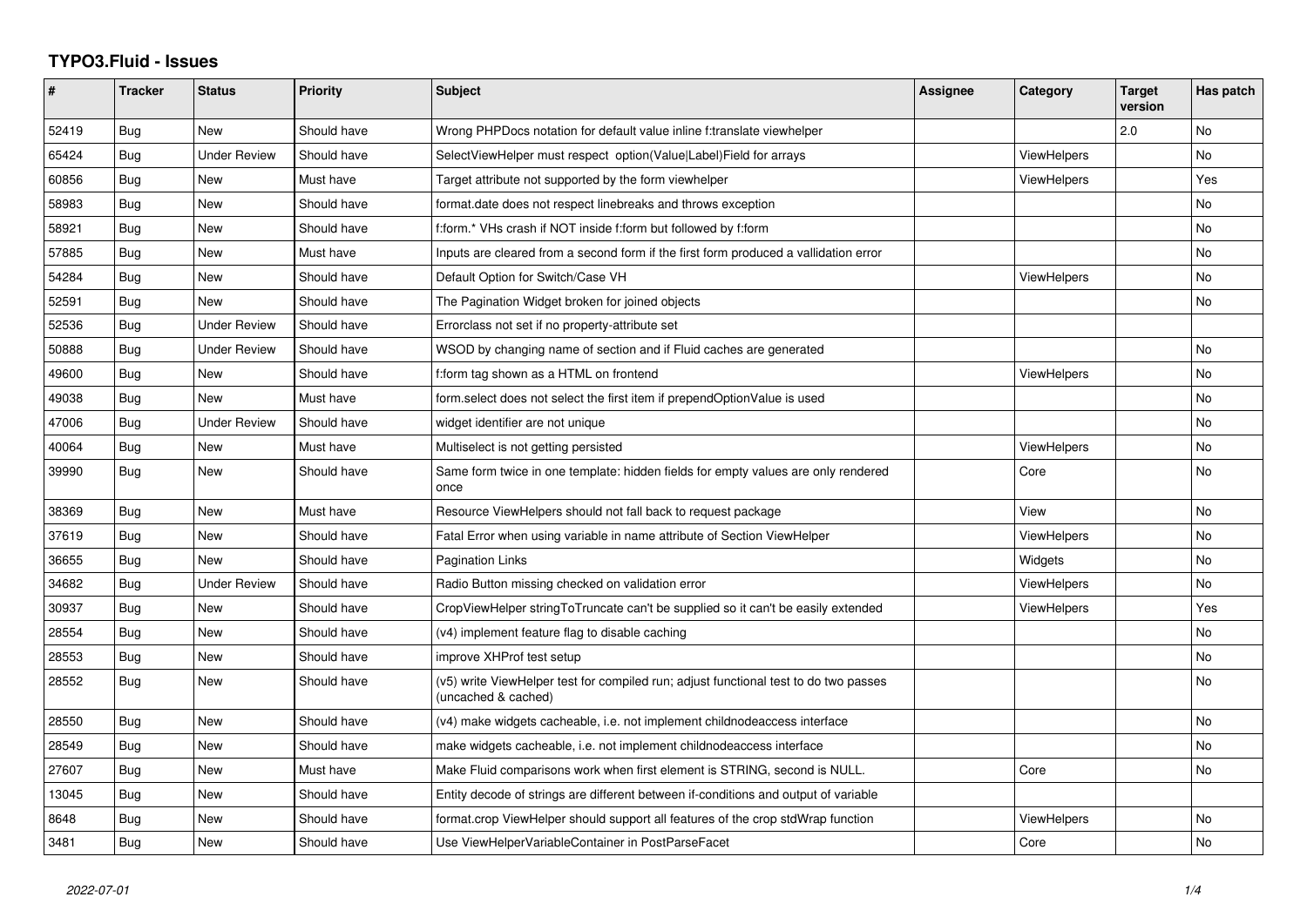# TYPO3.Fluid - Issues

| # | Tracker | Status | Priority | Subject | Assignee | Category | Target version | Has patch |
|---|---|---|---|---|---|---|---|---|
| 52419 | Bug | New | Should have | Wrong PHPDocs notation for default value inline f:translate viewhelper | | | 2.0 | No |
| 65424 | Bug | Under Review | Should have | SelectViewHelper must respect option(Value\|Label)Field for arrays | | ViewHelpers | | No |
| 60856 | Bug | New | Must have | Target attribute not supported by the form viewhelper | | ViewHelpers | | Yes |
| 58983 | Bug | New | Should have | format.date does not respect linebreaks and throws exception | | | | No |
| 58921 | Bug | New | Should have | f:form.* VHs crash if NOT inside f:form but followed by f:form | | | | No |
| 57885 | Bug | New | Must have | Inputs are cleared from a second form if the first form produced a vallidation error | | | | No |
| 54284 | Bug | New | Should have | Default Option for Switch/Case VH | | ViewHelpers | | No |
| 52591 | Bug | New | Should have | The Pagination Widget broken for joined objects | | | | No |
| 52536 | Bug | Under Review | Should have | Errorclass not set if no property-attribute set | | | | |
| 50888 | Bug | Under Review | Should have | WSOD by changing name of section and if Fluid caches are generated | | | | No |
| 49600 | Bug | New | Should have | f:form tag shown as a HTML on frontend | | ViewHelpers | | No |
| 49038 | Bug | New | Must have | form.select does not select the first item if prependOptionValue is used | | | | No |
| 47006 | Bug | Under Review | Should have | widget identifier are not unique | | | | No |
| 40064 | Bug | New | Must have | Multiselect is not getting persisted | | ViewHelpers | | No |
| 39990 | Bug | New | Should have | Same form twice in one template: hidden fields for empty values are only rendered once | | Core | | No |
| 38369 | Bug | New | Must have | Resource ViewHelpers should not fall back to request package | | View | | No |
| 37619 | Bug | New | Should have | Fatal Error when using variable in name attribute of Section ViewHelper | | ViewHelpers | | No |
| 36655 | Bug | New | Should have | Pagination Links | | Widgets | | No |
| 34682 | Bug | Under Review | Should have | Radio Button missing checked on validation error | | ViewHelpers | | No |
| 30937 | Bug | New | Should have | CropViewHelper stringToTruncate can't be supplied so it can't be easily extended | | ViewHelpers | | Yes |
| 28554 | Bug | New | Should have | (v4) implement feature flag to disable caching | | | | No |
| 28553 | Bug | New | Should have | improve XHProf test setup | | | | No |
| 28552 | Bug | New | Should have | (v5) write ViewHelper test for compiled run; adjust functional test to do two passes (uncached & cached) | | | | No |
| 28550 | Bug | New | Should have | (v4) make widgets cacheable, i.e. not implement childnodeaccess interface | | | | No |
| 28549 | Bug | New | Should have | make widgets cacheable, i.e. not implement childnodeaccess interface | | | | No |
| 27607 | Bug | New | Must have | Make Fluid comparisons work when first element is STRING, second is NULL. | | Core | | No |
| 13045 | Bug | New | Should have | Entity decode of strings are different between if-conditions and output of variable | | | | |
| 8648 | Bug | New | Should have | format.crop ViewHelper should support all features of the crop stdWrap function | | ViewHelpers | | No |
| 3481 | Bug | New | Should have | Use ViewHelperVariableContainer in PostParseFacet | | Core | | No |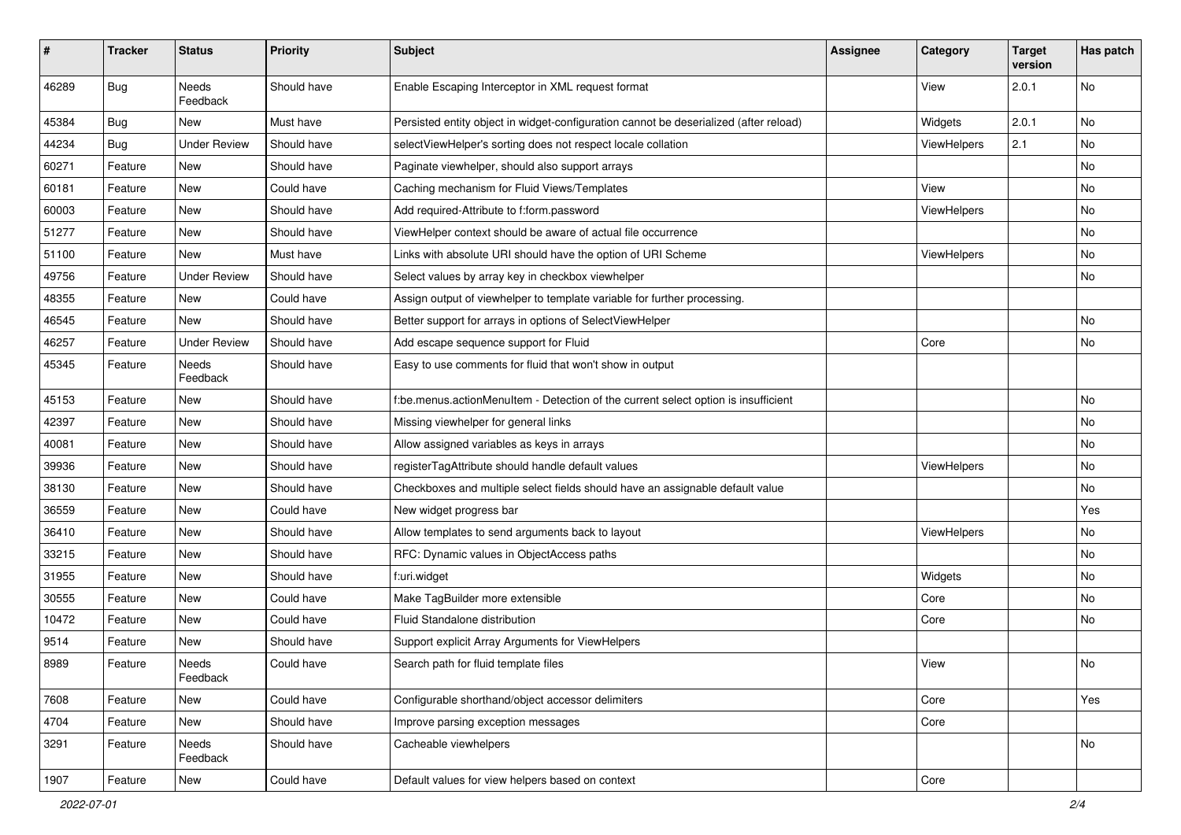| # | Tracker | Status | Priority | Subject | Assignee | Category | Target version | Has patch |
|---|---|---|---|---|---|---|---|---|
| 46289 | Bug | Needs Feedback | Should have | Enable Escaping Interceptor in XML request format | | View | 2.0.1 | No |
| 45384 | Bug | New | Must have | Persisted entity object in widget-configuration cannot be deserialized (after reload) | | Widgets | 2.0.1 | No |
| 44234 | Bug | Under Review | Should have | selectViewHelper's sorting does not respect locale collation | | ViewHelpers | 2.1 | No |
| 60271 | Feature | New | Should have | Paginate viewhelper, should also support arrays | | | | No |
| 60181 | Feature | New | Could have | Caching mechanism for Fluid Views/Templates | | View | | No |
| 60003 | Feature | New | Should have | Add required-Attribute to f:form.password | | ViewHelpers | | No |
| 51277 | Feature | New | Should have | ViewHelper context should be aware of actual file occurrence | | | | No |
| 51100 | Feature | New | Must have | Links with absolute URI should have the option of URI Scheme | | ViewHelpers | | No |
| 49756 | Feature | Under Review | Should have | Select values by array key in checkbox viewhelper | | | | No |
| 48355 | Feature | New | Could have | Assign output of viewhelper to template variable for further processing. | | | | |
| 46545 | Feature | New | Should have | Better support for arrays in options of SelectViewHelper | | | | No |
| 46257 | Feature | Under Review | Should have | Add escape sequence support for Fluid | | Core | | No |
| 45345 | Feature | Needs Feedback | Should have | Easy to use comments for fluid that won't show in output | | | | |
| 45153 | Feature | New | Should have | f:be.menus.actionMenuItem - Detection of the current select option is insufficient | | | | No |
| 42397 | Feature | New | Should have | Missing viewhelper for general links | | | | No |
| 40081 | Feature | New | Should have | Allow assigned variables as keys in arrays | | | | No |
| 39936 | Feature | New | Should have | registerTagAttribute should handle default values | | ViewHelpers | | No |
| 38130 | Feature | New | Should have | Checkboxes and multiple select fields should have an assignable default value | | | | No |
| 36559 | Feature | New | Could have | New widget progress bar | | | | Yes |
| 36410 | Feature | New | Should have | Allow templates to send arguments back to layout | | ViewHelpers | | No |
| 33215 | Feature | New | Should have | RFC: Dynamic values in ObjectAccess paths | | | | No |
| 31955 | Feature | New | Should have | f:uri.widget | | Widgets | | No |
| 30555 | Feature | New | Could have | Make TagBuilder more extensible | | Core | | No |
| 10472 | Feature | New | Could have | Fluid Standalone distribution | | Core | | No |
| 9514 | Feature | New | Should have | Support explicit Array Arguments for ViewHelpers | | | | |
| 8989 | Feature | Needs Feedback | Could have | Search path for fluid template files | | View | | No |
| 7608 | Feature | New | Could have | Configurable shorthand/object accessor delimiters | | Core | | Yes |
| 4704 | Feature | New | Should have | Improve parsing exception messages | | Core | | |
| 3291 | Feature | Needs Feedback | Should have | Cacheable viewhelpers | | | | No |
| 1907 | Feature | New | Could have | Default values for view helpers based on context | | Core | | |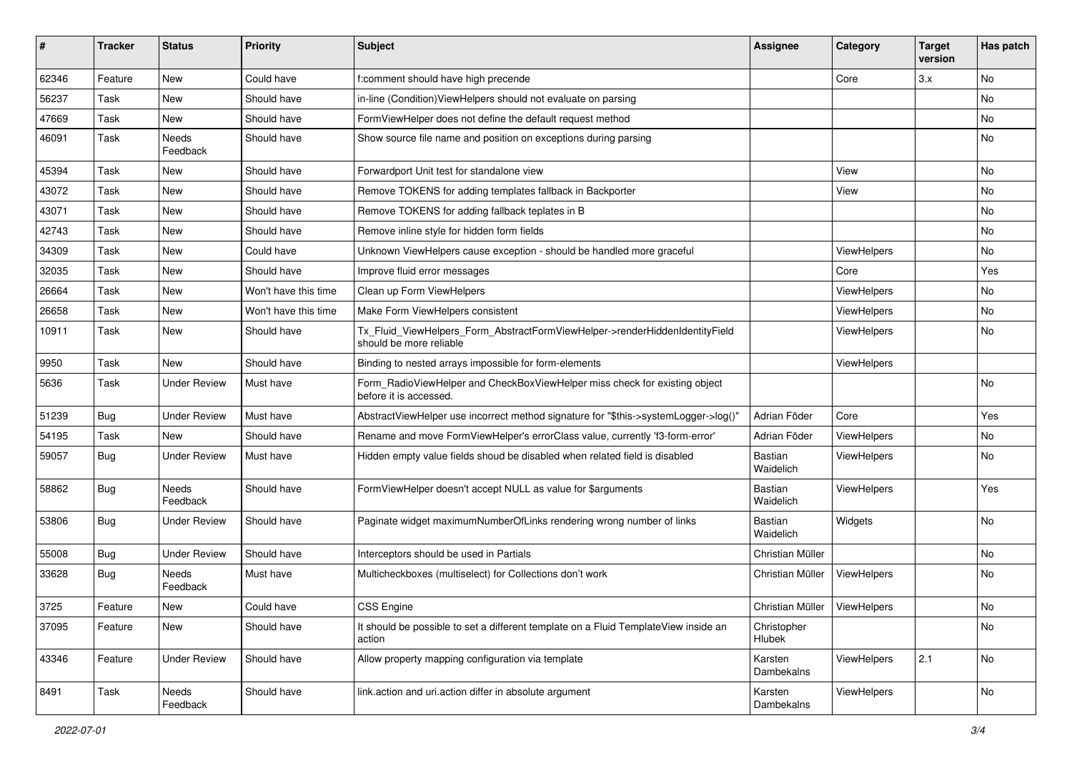| # | Tracker | Status | Priority | Subject | Assignee | Category | Target version | Has patch |
|---|---|---|---|---|---|---|---|---|
| 62346 | Feature | New | Could have | f:comment should have high precende | | Core | 3.x | No |
| 56237 | Task | New | Should have | in-line (Condition)ViewHelpers should not evaluate on parsing | | | | No |
| 47669 | Task | New | Should have | FormViewHelper does not define the default request method | | | | No |
| 46091 | Task | Needs Feedback | Should have | Show source file name and position on exceptions during parsing | | | | No |
| 45394 | Task | New | Should have | Forwardport Unit test for standalone view | | View | | No |
| 43072 | Task | New | Should have | Remove TOKENS for adding templates fallback in Backporter | | View | | No |
| 43071 | Task | New | Should have | Remove TOKENS for adding fallback teplates in B | | | | No |
| 42743 | Task | New | Should have | Remove inline style for hidden form fields | | | | No |
| 34309 | Task | New | Could have | Unknown ViewHelpers cause exception - should be handled more graceful | | ViewHelpers | | No |
| 32035 | Task | New | Should have | Improve fluid error messages | | Core | | Yes |
| 26664 | Task | New | Won't have this time | Clean up Form ViewHelpers | | ViewHelpers | | No |
| 26658 | Task | New | Won't have this time | Make Form ViewHelpers consistent | | ViewHelpers | | No |
| 10911 | Task | New | Should have | Tx_Fluid_ViewHelpers_Form_AbstractFormViewHelper->renderHiddenIdentityField should be more reliable | | ViewHelpers | | No |
| 9950 | Task | New | Should have | Binding to nested arrays impossible for form-elements | | ViewHelpers | | |
| 5636 | Task | Under Review | Must have | Form_RadioViewHelper and CheckBoxViewHelper miss check for existing object before it is accessed. | | | | No |
| 51239 | Bug | Under Review | Must have | AbstractViewHelper use incorrect method signature for "$this->systemLogger->log()" | Adrian Föder | Core | | Yes |
| 54195 | Task | New | Should have | Rename and move FormViewHelper's errorClass value, currently 'f3-form-error' | Adrian Föder | ViewHelpers | | No |
| 59057 | Bug | Under Review | Must have | Hidden empty value fields shoud be disabled when related field is disabled | Bastian Waidelich | ViewHelpers | | No |
| 58862 | Bug | Needs Feedback | Should have | FormViewHelper doesn't accept NULL as value for $arguments | Bastian Waidelich | ViewHelpers | | Yes |
| 53806 | Bug | Under Review | Should have | Paginate widget maximumNumberOfLinks rendering wrong number of links | Bastian Waidelich | Widgets | | No |
| 55008 | Bug | Under Review | Should have | Interceptors should be used in Partials | Christian Müller | | | No |
| 33628 | Bug | Needs Feedback | Must have | Multicheckboxes (multiselect) for Collections don't work | Christian Müller | ViewHelpers | | No |
| 3725 | Feature | New | Could have | CSS Engine | Christian Müller | ViewHelpers | | No |
| 37095 | Feature | New | Should have | It should be possible to set a different template on a Fluid TemplateView inside an action | Christopher Hlubek | | | No |
| 43346 | Feature | Under Review | Should have | Allow property mapping configuration via template | Karsten Dambekalns | ViewHelpers | 2.1 | No |
| 8491 | Task | Needs Feedback | Should have | link.action and uri.action differ in absolute argument | Karsten Dambekalns | ViewHelpers | | No |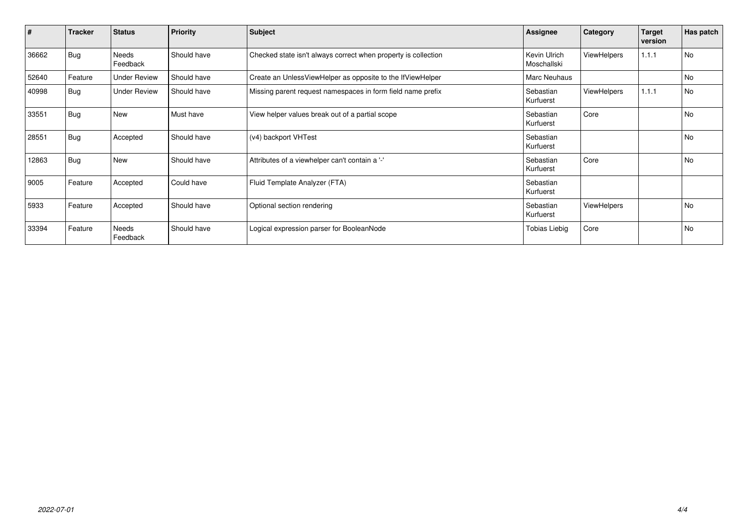| # | Tracker | Status | Priority | Subject | Assignee | Category | Target version | Has patch |
|---|---|---|---|---|---|---|---|---|
| 36662 | Bug | Needs Feedback | Should have | Checked state isn't always correct when property is collection | Kevin Ulrich Moschallski | ViewHelpers | 1.1.1 | No |
| 52640 | Feature | Under Review | Should have | Create an UnlessViewHelper as opposite to the IfViewHelper | Marc Neuhaus | | | No |
| 40998 | Bug | Under Review | Should have | Missing parent request namespaces in form field name prefix | Sebastian Kurfuerst | ViewHelpers | 1.1.1 | No |
| 33551 | Bug | New | Must have | View helper values break out of a partial scope | Sebastian Kurfuerst | Core | | No |
| 28551 | Bug | Accepted | Should have | (v4) backport VHTest | Sebastian Kurfuerst | | | No |
| 12863 | Bug | New | Should have | Attributes of a viewhelper can't contain a '-' | Sebastian Kurfuerst | Core | | No |
| 9005 | Feature | Accepted | Could have | Fluid Template Analyzer (FTA) | Sebastian Kurfuerst | | | |
| 5933 | Feature | Accepted | Should have | Optional section rendering | Sebastian Kurfuerst | ViewHelpers | | No |
| 33394 | Feature | Needs Feedback | Should have | Logical expression parser for BooleanNode | Tobias Liebig | Core | | No |

*2022-07-01*